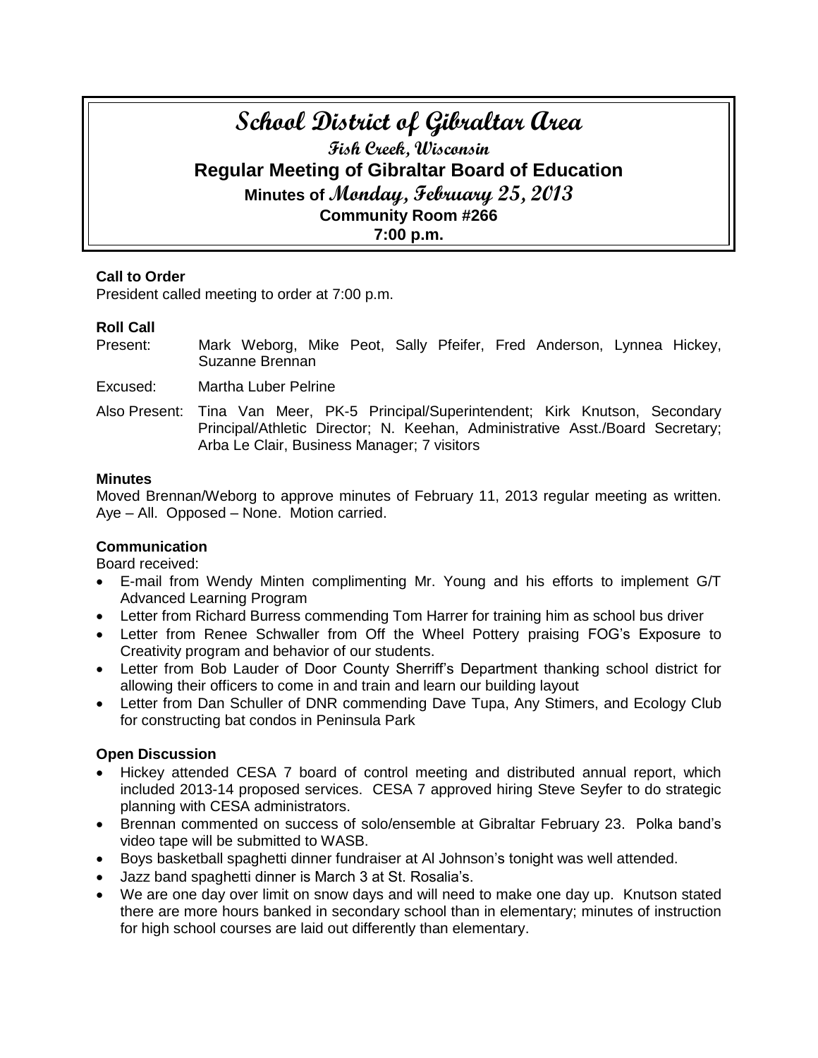# School District of Gibraltar Area

## Fish Creek, Wisconsin

## Regular Meeting of Gibraltar Board of Education

### Minutes of Monday, February 25, 2013

### Community Room #266

### 7:00 p.m.

**Call to Order**

President called meeting to order at 7:00 p.m.

**Roll Call**

Present: Mark Weborg, Mike Peot, Sally Pfeifer, Fred Anderson, Lynnea Hickey, Suzanne Brennan

Excused: Martha Luber Pelrine

Also Present: Tina Van Meer, PK-5 Principal/Superintendent; Kirk Knutson, Secondary Principal/Athletic Director; N. Keehan, Administrative Asst./Board Secretary; Arba Le Clair, Business Manager; 7 visitors

**Minutes**

Moved Brennan/Weborg to approve minutes of February 11, 2013 regular meeting as written. Aye – All. Opposed – None. Motion carried.

**Communication**

Board received:

- E-mail from Wendy Minten complimenting Mr. Young and his efforts to implement G/T Advanced Learning Program
- Letter from Richard Burress commending Tom Harrer for training him as school bus driver
- Letter from Renee Schwaller from Off the Wheel Pottery praising FOG's Exposure to Creativity program and behavior of our students.
- Letter from Bob Lauder of Door County Sherriff's Department thanking school district for allowing their officers to come in and train and learn our building layout
- Letter from Dan Schuller of DNR commending Dave Tupa, Any Stimers, and Ecology Club for constructing bat condos in Peninsula Park

**Open Discussion**

- Hickey attended CESA 7 board of control meeting and distributed annual report, which included 2013-14 proposed services. CESA 7 approved hiring Steve Seyfer to do strategic planning with CESA administrators.
- Brennan commented on success of solo/ensemble at Gibraltar February 23. Polka band's video tape will be submitted to WASB.
- Boys basketball spaghetti dinner fundraiser at Al Johnson's tonight was well attended.
- Jazz band spaghetti dinner is March 3 at St. Rosalia's.
- We are one day over limit on snow days and will need to make one day up. Knutson stated there are more hours banked in secondary school than in elementary; minutes of instruction for high school courses are laid out differently than elementary.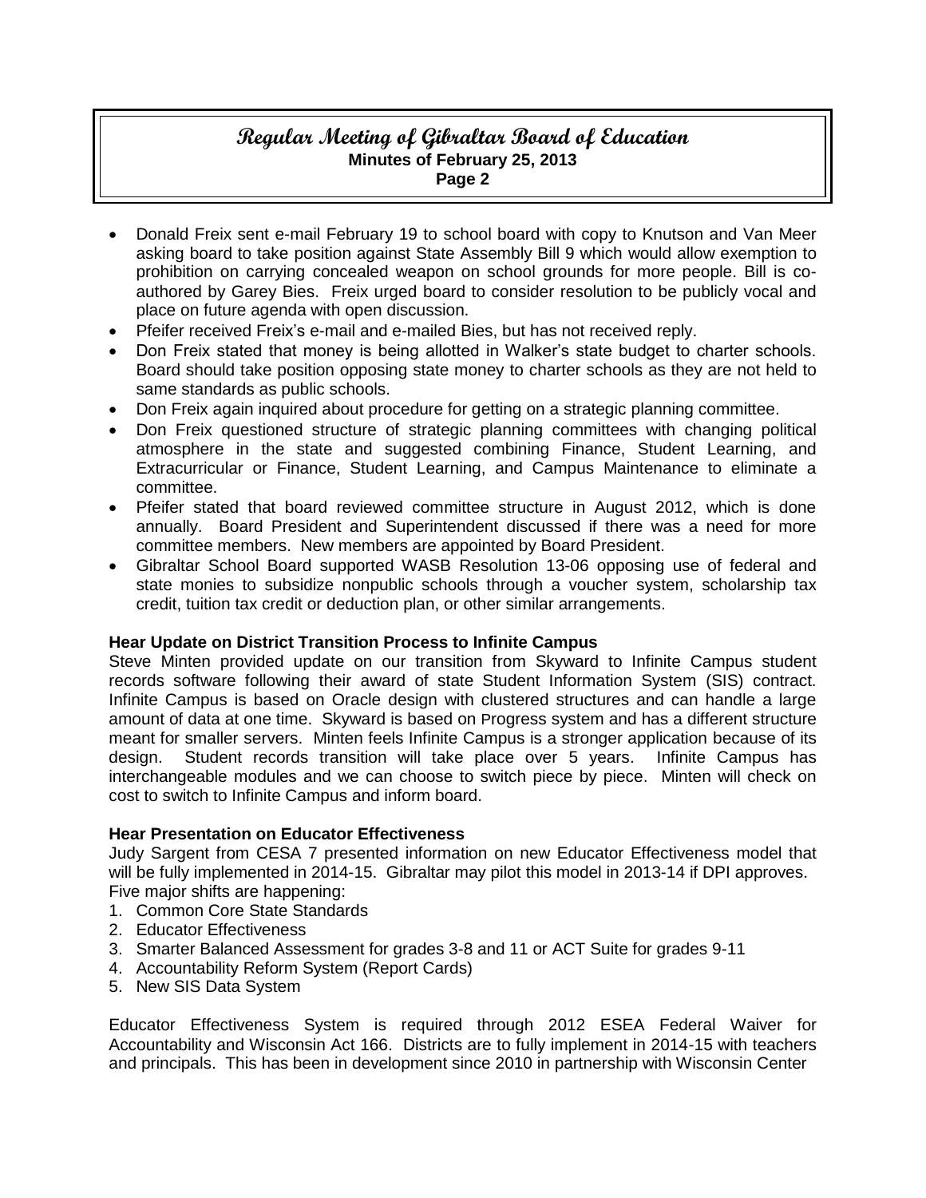- Donald Freix sent e-mail February 19 to school board with copy to Knutson and Van Meer asking board to take position against State Assembly Bill 9 which would allow exemption to prohibition on carrying concealed weapon on school grounds for more people. Bill is co-authored by Garey Bies. Freix urged board to consider resolution to be publicly vocal and place on future agenda with open discussion.
- Pfeifer received Freix's e-mail and e-mailed Bies, but has not received reply.
- Don Freix stated that money is being allotted in Walker's state budget to charter schools. Board should take position opposing state money to charter schools as they are not held to same standards as public schools.
- Don Freix again inquired about procedure for getting on a strategic planning committee.
- Don Freix questioned structure of strategic planning committees with changing political atmosphere in the state and suggested combining Finance, Student Learning, and Extracurricular or Finance, Student Learning, and Campus Maintenance to eliminate a committee.
- Pfeifer stated that board reviewed committee structure in August 2012, which is done annually. Board President and Superintendent discussed if there was a need for more committee members. New members are appointed by Board President.
- Gibraltar School Board supported WASB Resolution 13-06 opposing use of federal and state monies to subsidize nonpublic schools through a voucher system, scholarship tax credit, tuition tax credit or deduction plan, or other similar arrangements.

**Hear Update on District Transition Process to Infinite Campus**

Steve Minten provided update on our transition from Skyward to Infinite Campus student records software following their award of state Student Information System (SIS) contract. Infinite Campus is based on Oracle design with clustered structures and can handle a large amount of data at one time. Skyward is based on Progress system and has a different structure meant for smaller servers. Minten feels Infinite Campus is a stronger application because of its design. Student records transition will take place over 5 years. Infinite Campus has interchangeable modules and we can choose to switch piece by piece. Minten will check on cost to switch to Infinite Campus and inform board.

**Hear Presentation on Educator Effectiveness**

Judy Sargent from CESA 7 presented information on new Educator Effectiveness model that will be fully implemented in 2014-15. Gibraltar may pilot this model in 2013-14 if DPI approves. Five major shifts are happening:

1. Common Core State Standards
2. Educator Effectiveness
3. Smarter Balanced Assessment for grades 3-8 and 11 or ACT Suite for grades 9-11
4. Accountability Reform System (Report Cards)
5. New SIS Data System

Educator Effectiveness System is required through 2012 ESEA Federal Waiver for Accountability and Wisconsin Act 166. Districts are to fully implement in 2014-15 with teachers and principals. This has been in development since 2010 in partnership with Wisconsin Center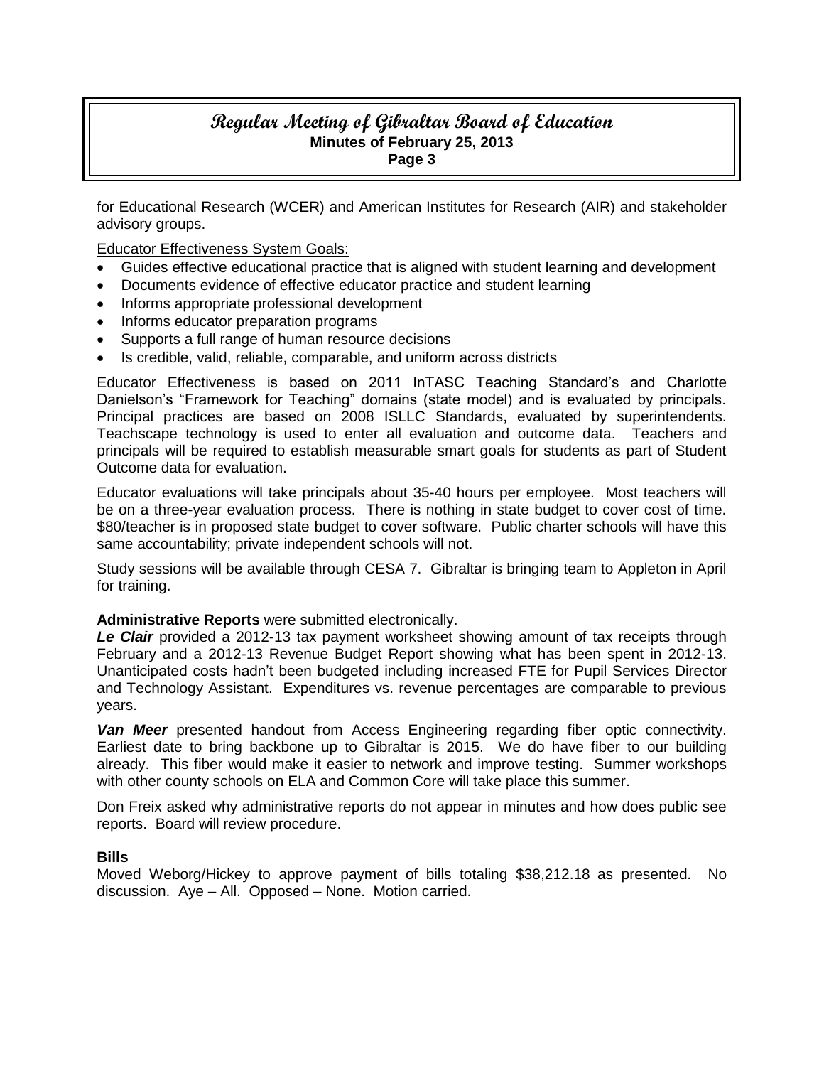for Educational Research (WCER) and American Institutes for Research (AIR) and stakeholder advisory groups.

Educator Effectiveness System Goals:

- Guides effective educational practice that is aligned with student learning and development
- Documents evidence of effective educator practice and student learning
- Informs appropriate professional development
- Informs educator preparation programs
- Supports a full range of human resource decisions
- Is credible, valid, reliable, comparable, and uniform across districts

Educator Effectiveness is based on 2011 InTASC Teaching Standard's and Charlotte Danielson's "Framework for Teaching" domains (state model) and is evaluated by principals. Principal practices are based on 2008 ISLLC Standards, evaluated by superintendents. Teachscape technology is used to enter all evaluation and outcome data. Teachers and principals will be required to establish measurable smart goals for students as part of Student Outcome data for evaluation.

Educator evaluations will take principals about 35-40 hours per employee. Most teachers will be on a three-year evaluation process. There is nothing in state budget to cover cost of time. $80/teacher is in proposed state budget to cover software. Public charter schools will have this same accountability; private independent schools will not.

Study sessions will be available through CESA 7. Gibraltar is bringing team to Appleton in April for training.

**Administrative Reports** were submitted electronically.

***Le Clair*** provided a 2012-13 tax payment worksheet showing amount of tax receipts through February and a 2012-13 Revenue Budget Report showing what has been spent in 2012-13. Unanticipated costs hadn't been budgeted including increased FTE for Pupil Services Director and Technology Assistant. Expenditures vs. revenue percentages are comparable to previous years.

***Van Meer*** presented handout from Access Engineering regarding fiber optic connectivity. Earliest date to bring backbone up to Gibraltar is 2015. We do have fiber to our building already. This fiber would make it easier to network and improve testing. Summer workshops with other county schools on ELA and Common Core will take place this summer.

Don Freix asked why administrative reports do not appear in minutes and how does public see reports. Board will review procedure.

**Bills**

Moved Weborg/Hickey to approve payment of bills totaling $38,212.18 as presented. No discussion. Aye – All. Opposed – None. Motion carried.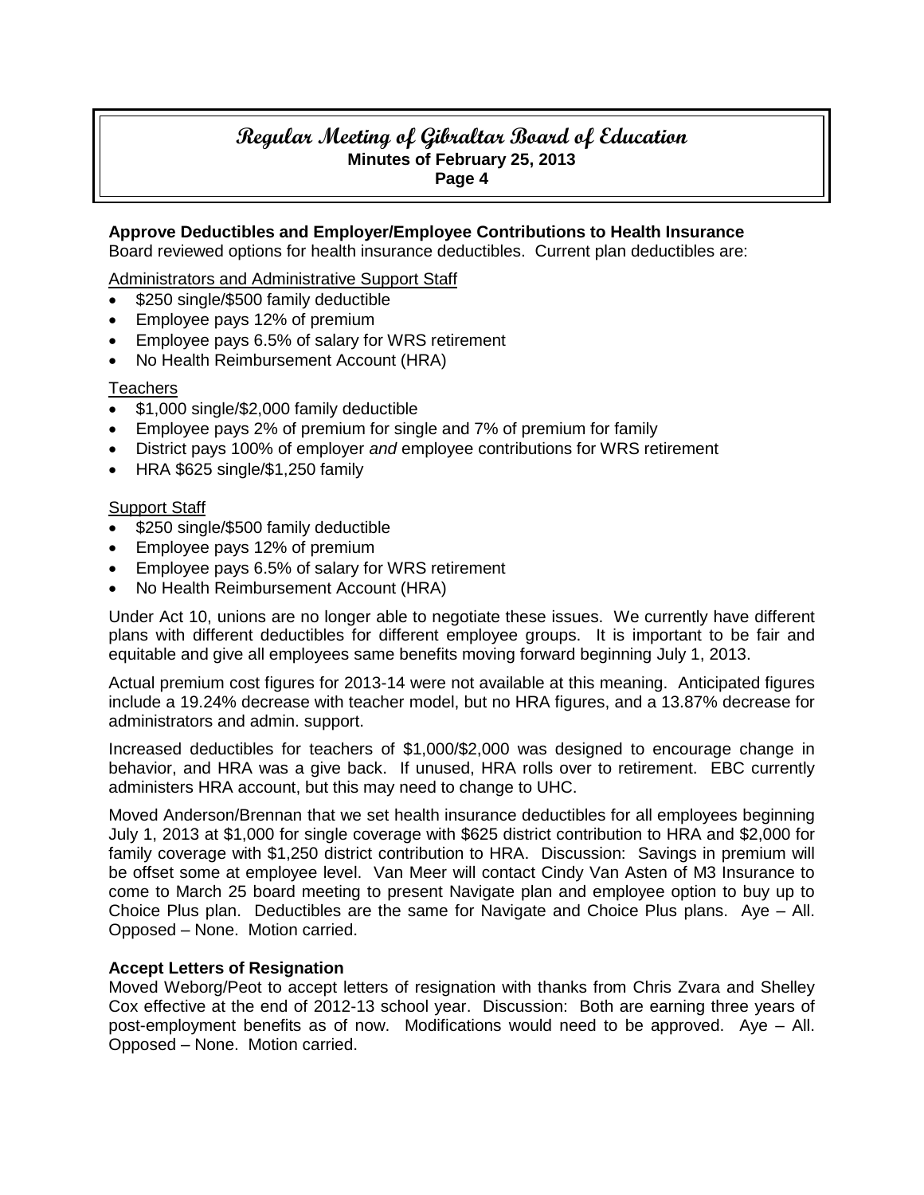**Approve Deductibles and Employer/Employee Contributions to Health Insurance**
Board reviewed options for health insurance deductibles. Current plan deductibles are:

Administrators and Administrative Support Staff

- $250 single/$500 family deductible
- Employee pays 12% of premium
- Employee pays 6.5% of salary for WRS retirement
- No Health Reimbursement Account (HRA)

Teachers

- $1,000 single/$2,000 family deductible
- Employee pays 2% of premium for single and 7% of premium for family
- District pays 100% of employer *and* employee contributions for WRS retirement
- HRA $625 single/$1,250 family

Support Staff

- $250 single/$500 family deductible
- Employee pays 12% of premium
- Employee pays 6.5% of salary for WRS retirement
- No Health Reimbursement Account (HRA)

Under Act 10, unions are no longer able to negotiate these issues. We currently have different plans with different deductibles for different employee groups. It is important to be fair and equitable and give all employees same benefits moving forward beginning July 1, 2013.

Actual premium cost figures for 2013-14 were not available at this meaning. Anticipated figures include a 19.24% decrease with teacher model, but no HRA figures, and a 13.87% decrease for administrators and admin. support.

Increased deductibles for teachers of $1,000/$2,000 was designed to encourage change in behavior, and HRA was a give back. If unused, HRA rolls over to retirement. EBC currently administers HRA account, but this may need to change to UHC.

Moved Anderson/Brennan that we set health insurance deductibles for all employees beginning July 1, 2013 at $1,000 for single coverage with $625 district contribution to HRA and $2,000 for family coverage with $1,250 district contribution to HRA. Discussion: Savings in premium will be offset some at employee level. Van Meer will contact Cindy Van Asten of M3 Insurance to come to March 25 board meeting to present Navigate plan and employee option to buy up to Choice Plus plan. Deductibles are the same for Navigate and Choice Plus plans. Aye – All. Opposed – None. Motion carried.

**Accept Letters of Resignation**
Moved Weborg/Peot to accept letters of resignation with thanks from Chris Zvara and Shelley Cox effective at the end of 2012-13 school year. Discussion: Both are earning three years of post-employment benefits as of now. Modifications would need to be approved. Aye – All. Opposed – None. Motion carried.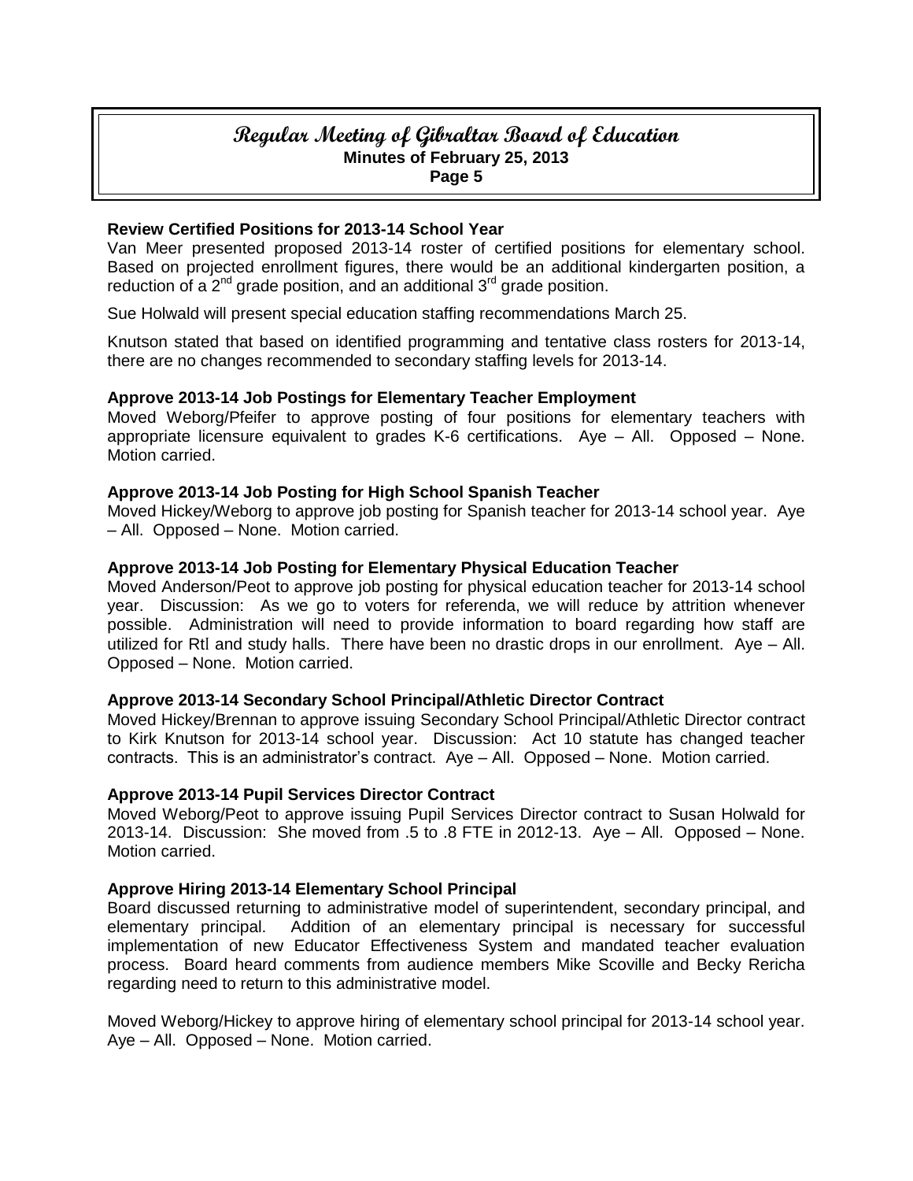**Review Certified Positions for 2013-14 School Year**

Van Meer presented proposed 2013-14 roster of certified positions for elementary school. Based on projected enrollment figures, there would be an additional kindergarten position, a reduction of a 2nd grade position, and an additional 3rd grade position.

Sue Holwald will present special education staffing recommendations March 25.

Knutson stated that based on identified programming and tentative class rosters for 2013-14, there are no changes recommended to secondary staffing levels for 2013-14.

**Approve 2013-14 Job Postings for Elementary Teacher Employment**

Moved Weborg/Pfeifer to approve posting of four positions for elementary teachers with appropriate licensure equivalent to grades K-6 certifications. Aye – All. Opposed – None. Motion carried.

**Approve 2013-14 Job Posting for High School Spanish Teacher**

Moved Hickey/Weborg to approve job posting for Spanish teacher for 2013-14 school year. Aye – All. Opposed – None. Motion carried.

**Approve 2013-14 Job Posting for Elementary Physical Education Teacher**

Moved Anderson/Peot to approve job posting for physical education teacher for 2013-14 school year. Discussion: As we go to voters for referenda, we will reduce by attrition whenever possible. Administration will need to provide information to board regarding how staff are utilized for RtI and study halls. There have been no drastic drops in our enrollment. Aye – All. Opposed – None. Motion carried.

**Approve 2013-14 Secondary School Principal/Athletic Director Contract**

Moved Hickey/Brennan to approve issuing Secondary School Principal/Athletic Director contract to Kirk Knutson for 2013-14 school year. Discussion: Act 10 statute has changed teacher contracts. This is an administrator's contract. Aye – All. Opposed – None. Motion carried.

**Approve 2013-14 Pupil Services Director Contract**

Moved Weborg/Peot to approve issuing Pupil Services Director contract to Susan Holwald for 2013-14. Discussion: She moved from .5 to .8 FTE in 2012-13. Aye – All. Opposed – None. Motion carried.

**Approve Hiring 2013-14 Elementary School Principal**

Board discussed returning to administrative model of superintendent, secondary principal, and elementary principal. Addition of an elementary principal is necessary for successful implementation of new Educator Effectiveness System and mandated teacher evaluation process. Board heard comments from audience members Mike Scoville and Becky Rericha regarding need to return to this administrative model.

Moved Weborg/Hickey to approve hiring of elementary school principal for 2013-14 school year. Aye – All. Opposed – None. Motion carried.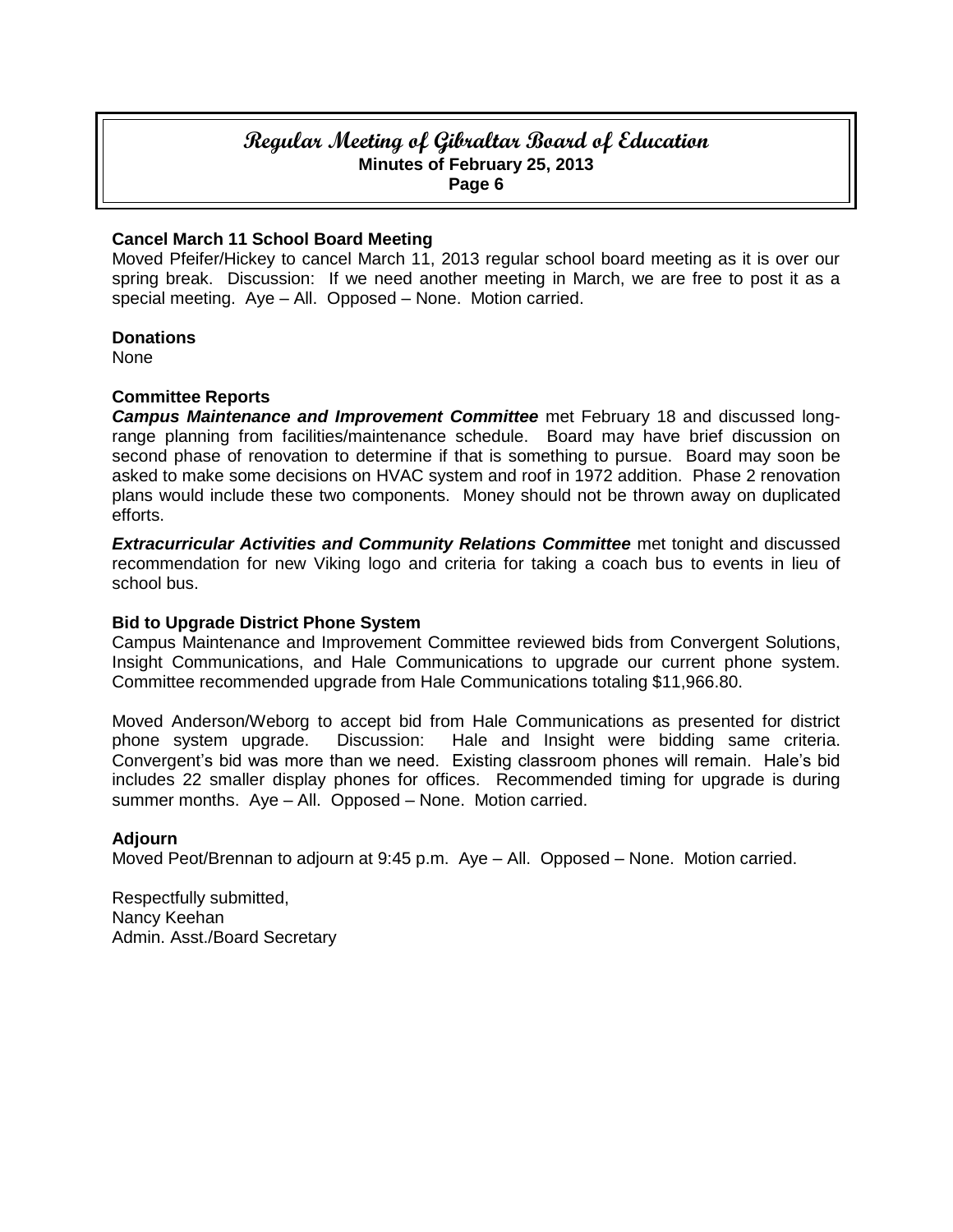### Cancel March 11 School Board Meeting

Moved Pfeifer/Hickey to cancel March 11, 2013 regular school board meeting as it is over our spring break. Discussion: If we need another meeting in March, we are free to post it as a special meeting. Aye – All. Opposed – None. Motion carried.

### Donations

None

### Committee Reports

***Campus Maintenance and Improvement Committee*** met February 18 and discussed long-range planning from facilities/maintenance schedule. Board may have brief discussion on second phase of renovation to determine if that is something to pursue. Board may soon be asked to make some decisions on HVAC system and roof in 1972 addition. Phase 2 renovation plans would include these two components. Money should not be thrown away on duplicated efforts.

***Extracurricular Activities and Community Relations Committee*** met tonight and discussed recommendation for new Viking logo and criteria for taking a coach bus to events in lieu of school bus.

### Bid to Upgrade District Phone System

Campus Maintenance and Improvement Committee reviewed bids from Convergent Solutions, Insight Communications, and Hale Communications to upgrade our current phone system. Committee recommended upgrade from Hale Communications totaling $11,966.80.

Moved Anderson/Weborg to accept bid from Hale Communications as presented for district phone system upgrade. Discussion: Hale and Insight were bidding same criteria. Convergent's bid was more than we need. Existing classroom phones will remain. Hale's bid includes 22 smaller display phones for offices. Recommended timing for upgrade is during summer months. Aye – All. Opposed – None. Motion carried.

### Adjourn

Moved Peot/Brennan to adjourn at 9:45 p.m. Aye – All. Opposed – None. Motion carried.

Respectfully submitted,
Nancy Keehan
Admin. Asst./Board Secretary